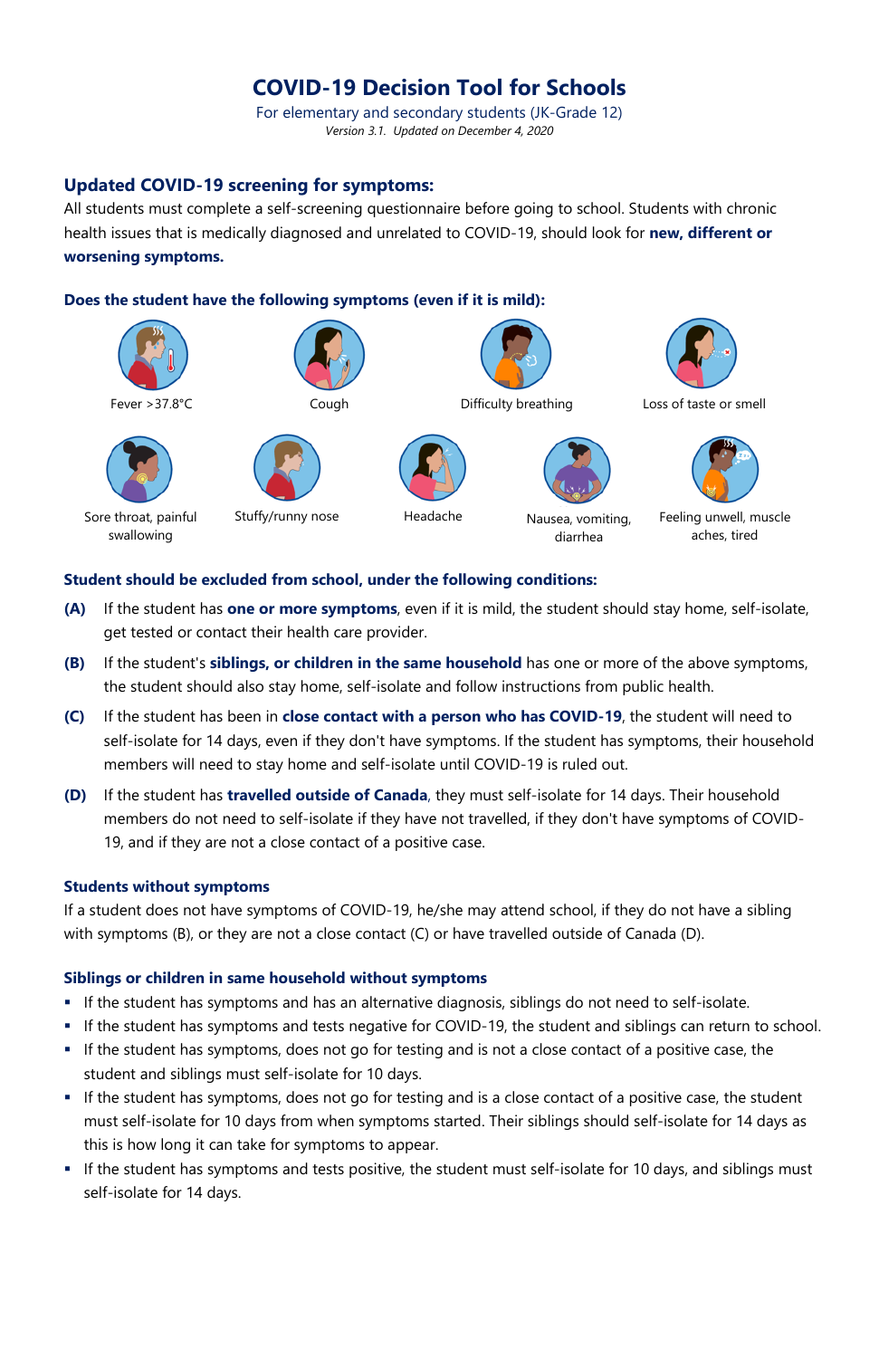# COVID-19 Decision Tool for Schools

For elementary and secondary students (JK-Grade 12)

*Version 3.1. Updated on December 4, 2020*

## Updated COVID-19 screening for symptoms:

All students must complete a self-screening questionnaire before going to school. Students with chronic health issues that is medically diagnosed and unrelated to COVID-19, should look for **new, different or worsening symptoms.**

### Does the student have the following symptoms (even if it is mild):

- Fever >37.8°C
- Cough
- Difficulty breathing
- Loss of taste or smell
- Sore throat, painful swallowing
- Stuffy/runny nose
- Headache
- Nausea, vomiting, diarrhea
- Feeling unwell, muscle aches, tired

### Student should be excluded from school, under the following conditions:

**(A)** If the student has **one or more symptoms**, even if it is mild, the student should stay home, self-isolate, get tested or contact their health care provider.

**(B)** If the student's **siblings, or children in the same household** has one or more of the above symptoms, the student should also stay home, self-isolate and follow instructions from public health.

**(C)** If the student has been in **close contact with a person who has COVID-19**, the student will need to self-isolate for 14 days, even if they don't have symptoms. If the student has symptoms, their household members will need to stay home and self-isolate until COVID-19 is ruled out.

**(D)** If the student has **travelled outside of Canada**, they must self-isolate for 14 days. Their household members do not need to self-isolate if they have not travelled, if they don't have symptoms of COVID-19, and if they are not a close contact of a positive case.

### Students without symptoms

If a student does not have symptoms of COVID-19, he/she may attend school, if they do not have a sibling with symptoms (B), or they are not a close contact (C) or have travelled outside of Canada (D).

### Siblings or children in same household without symptoms

- If the student has symptoms and has an alternative diagnosis, siblings do not need to self-isolate.
- If the student has symptoms and tests negative for COVID-19, the student and siblings can return to school.
- If the student has symptoms, does not go for testing and is not a close contact of a positive case, the student and siblings must self-isolate for 10 days.
- If the student has symptoms, does not go for testing and is a close contact of a positive case, the student must self-isolate for 10 days from when symptoms started. Their siblings should self-isolate for 14 days as this is how long it can take for symptoms to appear.
- If the student has symptoms and tests positive, the student must self-isolate for 10 days, and siblings must self-isolate for 14 days.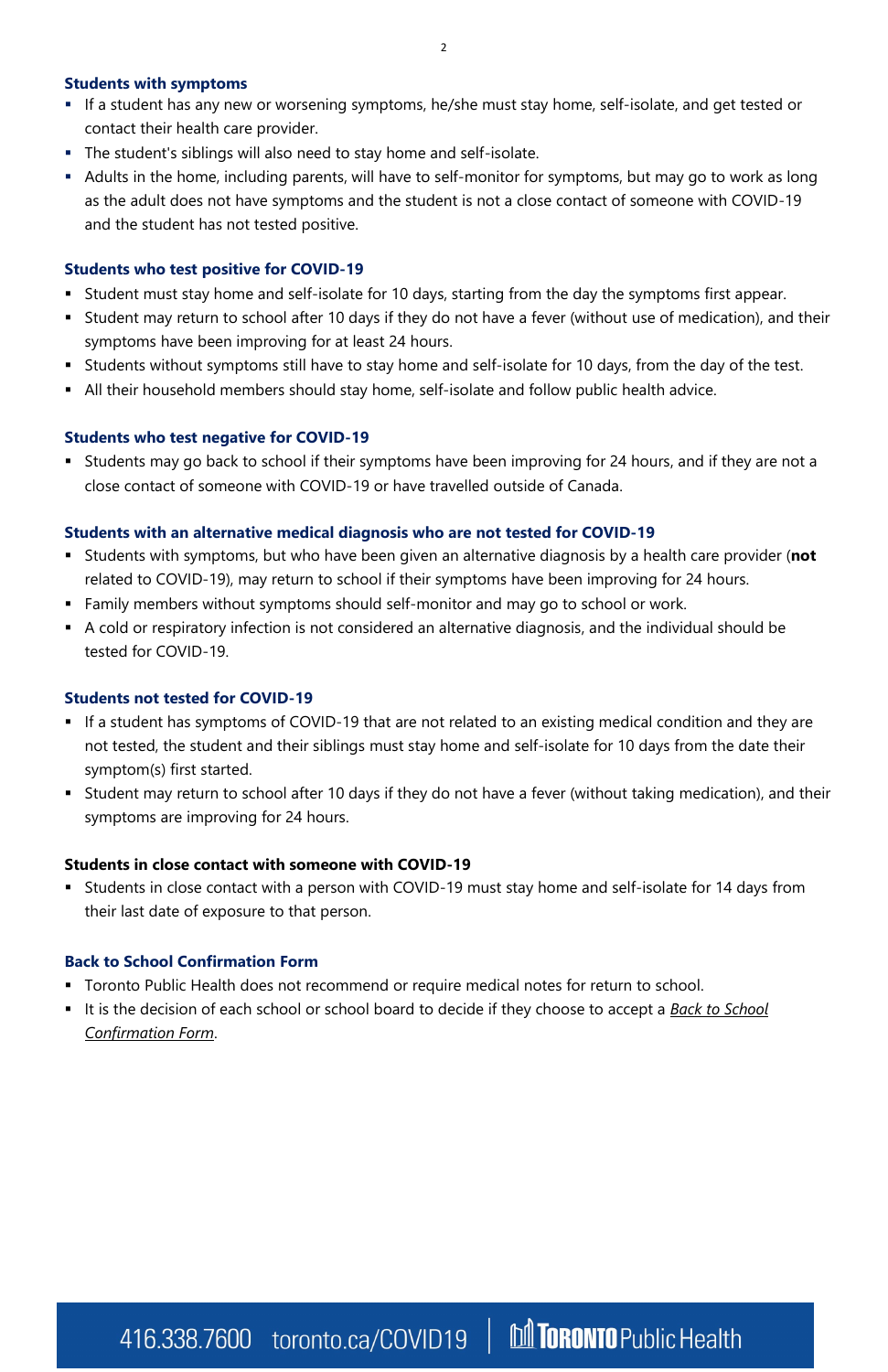### Students with symptoms

- If a student has any new or worsening symptoms, he/she must stay home, self-isolate, and get tested or contact their health care provider.
- The student's siblings will also need to stay home and self-isolate.
- Adults in the home, including parents, will have to self-monitor for symptoms, but may go to work as long as the adult does not have symptoms and the student is not a close contact of someone with COVID-19 and the student has not tested positive.

### Students who test positive for COVID-19

- Student must stay home and self-isolate for 10 days, starting from the day the symptoms first appear.
- Student may return to school after 10 days if they do not have a fever (without use of medication), and their symptoms have been improving for at least 24 hours.
- Students without symptoms still have to stay home and self-isolate for 10 days, from the day of the test.
- All their household members should stay home, self-isolate and follow public health advice.

### Students who test negative for COVID-19

- Students may go back to school if their symptoms have been improving for 24 hours, and if they are not a close contact of someone with COVID-19 or have travelled outside of Canada.

### Students with an alternative medical diagnosis who are not tested for COVID-19

- Students with symptoms, but who have been given an alternative diagnosis by a health care provider (**not** related to COVID-19), may return to school if their symptoms have been improving for 24 hours.
- Family members without symptoms should self-monitor and may go to school or work.
- A cold or respiratory infection is not considered an alternative diagnosis, and the individual should be tested for COVID-19.

### Students not tested for COVID-19

- If a student has symptoms of COVID-19 that are not related to an existing medical condition and they are not tested, the student and their siblings must stay home and self-isolate for 10 days from the date their symptom(s) first started.
- Student may return to school after 10 days if they do not have a fever (without taking medication), and their symptoms are improving for 24 hours.

### Students in close contact with someone with COVID-19

- Students in close contact with a person with COVID-19 must stay home and self-isolate for 14 days from their last date of exposure to that person.

### Back to School Confirmation Form

- Toronto Public Health does not recommend or require medical notes for return to school.
- It is the decision of each school or school board to decide if they choose to accept a *Back to School Confirmation Form*.

416.338.7600 toronto.ca/COVID19 | TORONTO Public Health